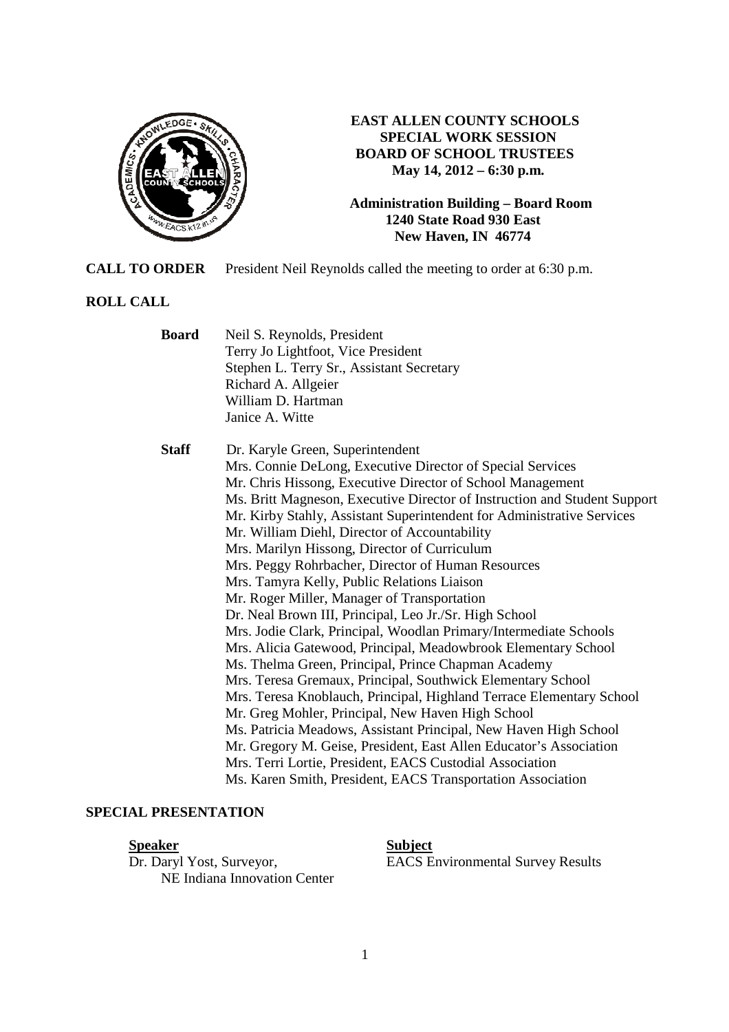# EAST ALLEN COUNTY SCHOOLS
## SPECIAL WORK SESSION
## BOARD OF SCHOOL TRUSTEES
**May 14, 2012 – 6:30 p.m.**

**Administration Building – Board Room**
**1240 State Road 930 East**
**New Haven, IN 46774**

**CALL TO ORDER** President Neil Reynolds called the meeting to order at 6:30 p.m.

**ROLL CALL**

**Board**
Neil S. Reynolds, President
Terry Jo Lightfoot, Vice President
Stephen L. Terry Sr., Assistant Secretary
Richard A. Allgeier
William D. Hartman
Janice A. Witte

**Staff**
Dr. Karyle Green, Superintendent
Mrs. Connie DeLong, Executive Director of Special Services
Mr. Chris Hissong, Executive Director of School Management
Ms. Britt Magneson, Executive Director of Instruction and Student Support
Mr. Kirby Stahly, Assistant Superintendent for Administrative Services
Mr. William Diehl, Director of Accountability
Mrs. Marilyn Hissong, Director of Curriculum
Mrs. Peggy Rohrbacher, Director of Human Resources
Mrs. Tamyra Kelly, Public Relations Liaison
Mr. Roger Miller, Manager of Transportation
Dr. Neal Brown III, Principal, Leo Jr./Sr. High School
Mrs. Jodie Clark, Principal, Woodlan Primary/Intermediate Schools
Mrs. Alicia Gatewood, Principal, Meadowbrook Elementary School
Ms. Thelma Green, Principal, Prince Chapman Academy
Mrs. Teresa Gremaux, Principal, Southwick Elementary School
Mrs. Teresa Knoblauch, Principal, Highland Terrace Elementary School
Mr. Greg Mohler, Principal, New Haven High School
Ms. Patricia Meadows, Assistant Principal, New Haven High School
Mr. Gregory M. Geise, President, East Allen Educator's Association
Mrs. Terri Lortie, President, EACS Custodial Association
Ms. Karen Smith, President, EACS Transportation Association

**SPECIAL PRESENTATION**

| **Speaker** | **Subject** |
|---|---|
| Dr. Daryl Yost, Surveyor, NE Indiana Innovation Center | EACS Environmental Survey Results |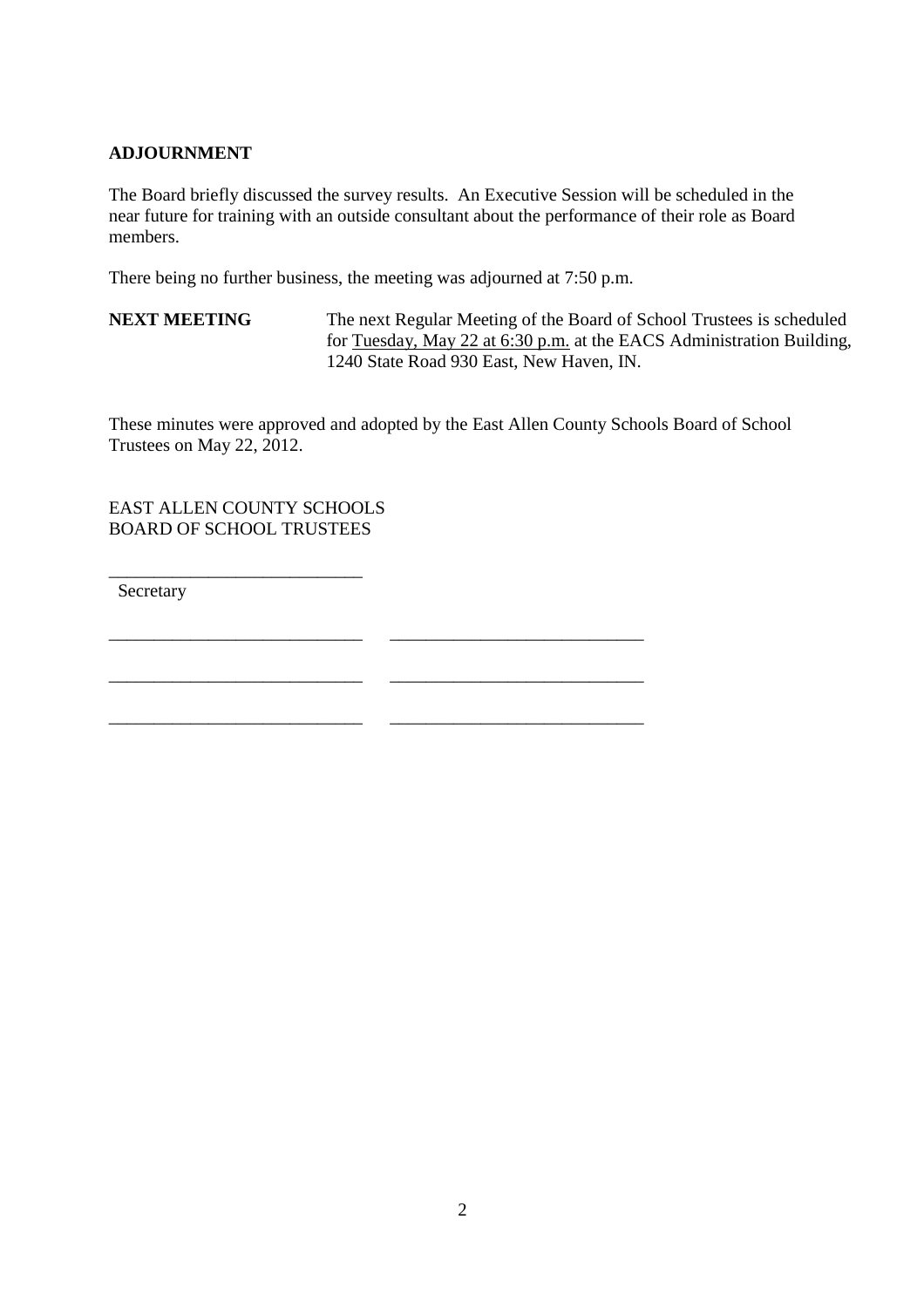**ADJOURNMENT**

The Board briefly discussed the survey results. An Executive Session will be scheduled in the near future for training with an outside consultant about the performance of their role as Board members.

There being no further business, the meeting was adjourned at 7:50 p.m.

**NEXT MEETING** The next Regular Meeting of the Board of School Trustees is scheduled for Tuesday, May 22 at 6:30 p.m. at the EACS Administration Building, 1240 State Road 930 East, New Haven, IN.

These minutes were approved and adopted by the East Allen County Schools Board of School Trustees on May 22, 2012.

EAST ALLEN COUNTY SCHOOLS
BOARD OF SCHOOL TRUSTEES

____________________________
Secretary

____________________________ ____________________________

____________________________ ____________________________

____________________________ ____________________________